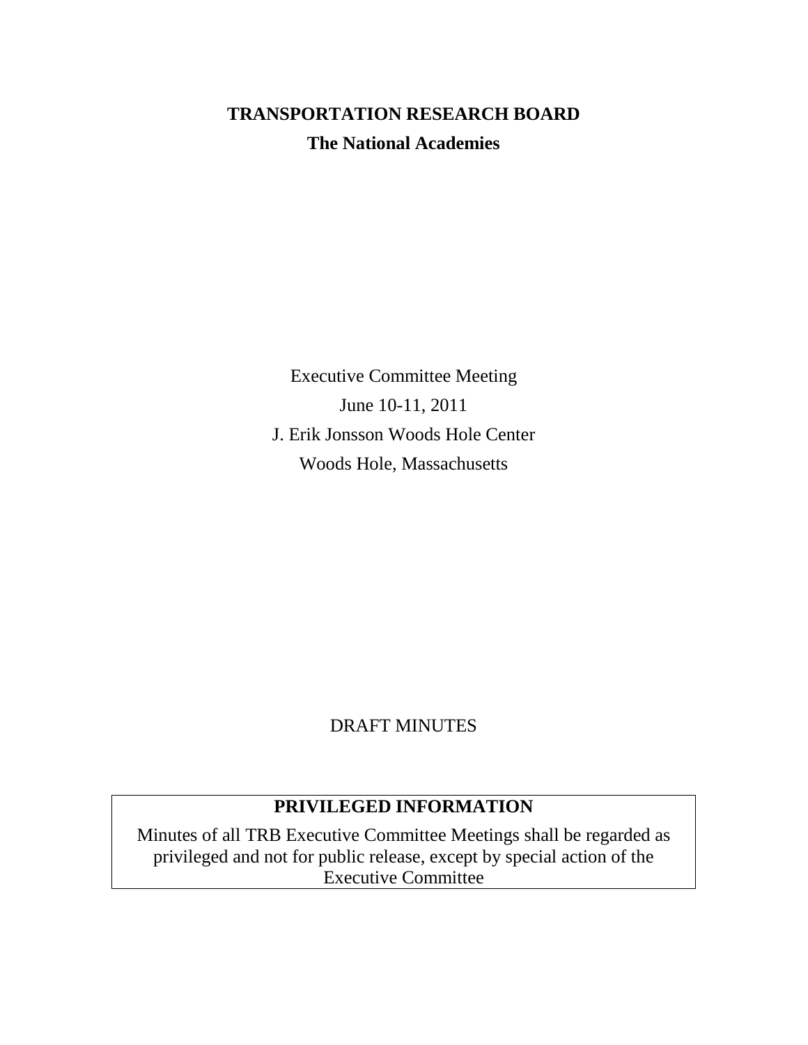# TRANSPORTATION RESEARCH BOARD

## The National Academies

Executive Committee Meeting

June 10-11, 2011

J. Erik Jonsson Woods Hole Center

Woods Hole, Massachusetts

DRAFT MINUTES

**PRIVILEGED INFORMATION**

Minutes of all TRB Executive Committee Meetings shall be regarded as privileged and not for public release, except by special action of the Executive Committee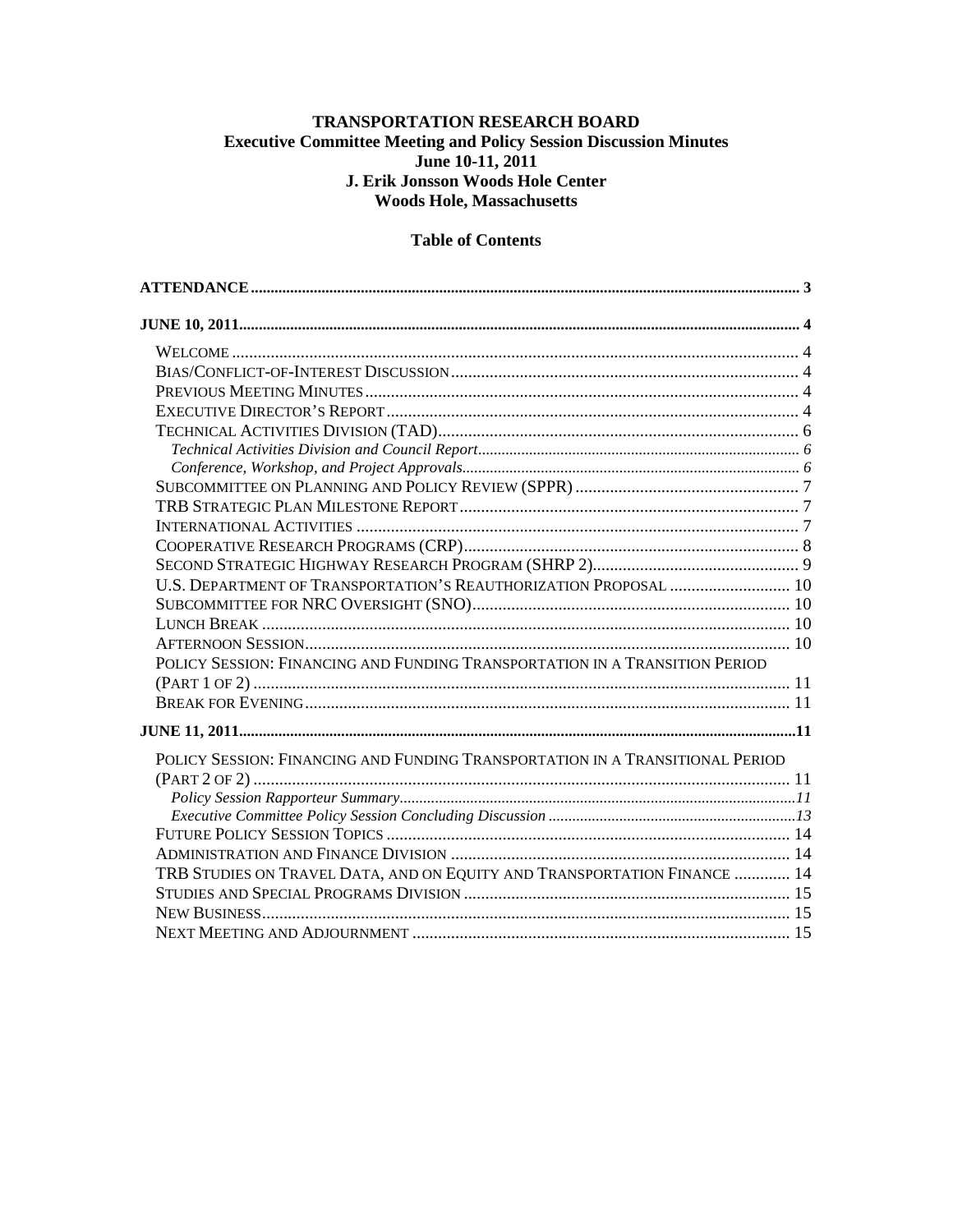# TRANSPORTATION RESEARCH BOARD
## Executive Committee Meeting and Policy Session Discussion Minutes
## June 10-11, 2011
## J. Erik Jonsson Woods Hole Center
## Woods Hole, Massachusetts

### Table of Contents

**ATTENDANCE** .......... 3

**JUNE 10, 2011** .......... 4

- WELCOME .......... 4
- BIAS/CONFLICT-OF-INTEREST DISCUSSION .......... 4
- PREVIOUS MEETING MINUTES .......... 4
- EXECUTIVE DIRECTOR'S REPORT .......... 4
- TECHNICAL ACTIVITIES DIVISION (TAD) .......... 6
  - *Technical Activities Division and Council Report* .......... 6
  - *Conference, Workshop, and Project Approvals* .......... 6
- SUBCOMMITTEE ON PLANNING AND POLICY REVIEW (SPPR) .......... 7
- TRB STRATEGIC PLAN MILESTONE REPORT .......... 7
- INTERNATIONAL ACTIVITIES .......... 7
- COOPERATIVE RESEARCH PROGRAMS (CRP) .......... 8
- SECOND STRATEGIC HIGHWAY RESEARCH PROGRAM (SHRP 2) .......... 9
- U.S. DEPARTMENT OF TRANSPORTATION'S REAUTHORIZATION PROPOSAL .......... 10
- SUBCOMMITTEE FOR NRC OVERSIGHT (SNO) .......... 10
- LUNCH BREAK .......... 10
- AFTERNOON SESSION .......... 10
- POLICY SESSION: FINANCING AND FUNDING TRANSPORTATION IN A TRANSITION PERIOD (PART 1 OF 2) .......... 11
- BREAK FOR EVENING .......... 11

**JUNE 11, 2011** .......... 11

- POLICY SESSION: FINANCING AND FUNDING TRANSPORTATION IN A TRANSITIONAL PERIOD (PART 2 OF 2) .......... 11
  - *Policy Session Rapporteur Summary* .......... 11
  - *Executive Committee Policy Session Concluding Discussion* .......... 13
- FUTURE POLICY SESSION TOPICS .......... 14
- ADMINISTRATION AND FINANCE DIVISION .......... 14
- TRB STUDIES ON TRAVEL DATA, AND ON EQUITY AND TRANSPORTATION FINANCE .......... 14
- STUDIES AND SPECIAL PROGRAMS DIVISION .......... 15
- NEW BUSINESS .......... 15
- NEXT MEETING AND ADJOURNMENT .......... 15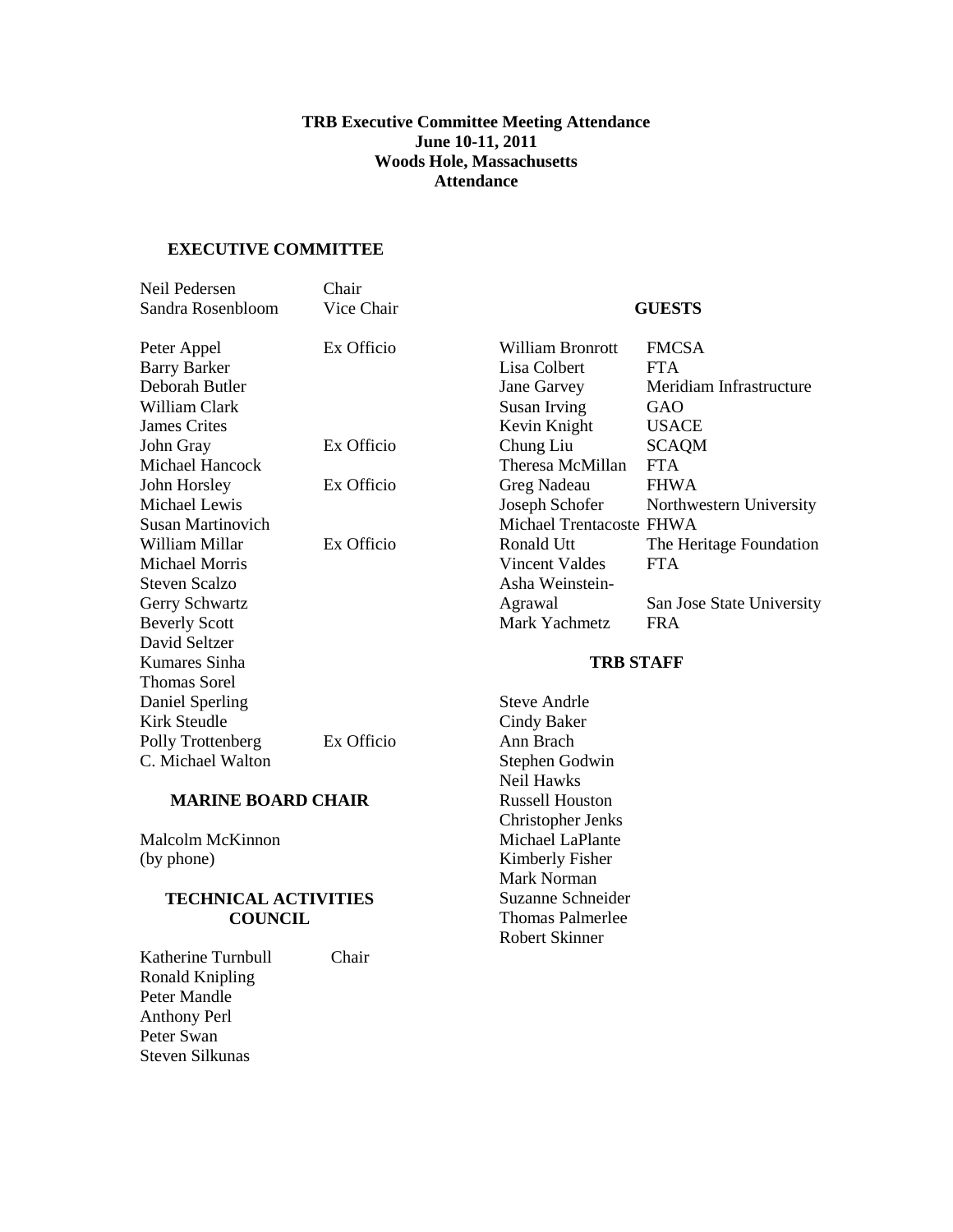**TRB Executive Committee Meeting Attendance**
**June 10-11, 2011**
**Woods Hole, Massachusetts**
**Attendance**

### EXECUTIVE COMMITTEE

| | |
|---|---|
| Neil Pedersen | Chair |
| Sandra Rosenbloom | Vice Chair |
| Peter Appel | Ex Officio |
| Barry Barker | |
| Deborah Butler | |
| William Clark | |
| James Crites | |
| John Gray | Ex Officio |
| Michael Hancock | |
| John Horsley | Ex Officio |
| Michael Lewis | |
| Susan Martinovich | |
| William Millar | Ex Officio |
| Michael Morris | |
| Steven Scalzo | |
| Gerry Schwartz | |
| Beverly Scott | |
| David Seltzer | |
| Kumares Sinha | |
| Thomas Sorel | |
| Daniel Sperling | |
| Kirk Steudle | |
| Polly Trottenberg | Ex Officio |
| C. Michael Walton | |

### MARINE BOARD CHAIR

Malcolm McKinnon
(by phone)

### TECHNICAL ACTIVITIES COUNCIL

| | |
|---|---|
| Katherine Turnbull | Chair |
| Ronald Knipling | |
| Peter Mandle | |
| Anthony Perl | |
| Peter Swan | |
| Steven Silkunas | |

### GUESTS

| | |
|---|---|
| William Bronrott | FMCSA |
| Lisa Colbert | FTA |
| Jane Garvey | Meridiam Infrastructure |
| Susan Irving | GAO |
| Kevin Knight | USACE |
| Chung Liu | SCAQM |
| Theresa McMillan | FTA |
| Greg Nadeau | FHWA |
| Joseph Schofer | Northwestern University |
| Michael Trentacoste | FHWA |
| Ronald Utt | The Heritage Foundation |
| Vincent Valdes | FTA |
| Asha Weinstein-Agrawal | San Jose State University |
| Mark Yachmetz | FRA |

### TRB STAFF

Steve Andrle
Cindy Baker
Ann Brach
Stephen Godwin
Neil Hawks
Russell Houston
Christopher Jenks
Michael LaPlante
Kimberly Fisher
Mark Norman
Suzanne Schneider
Thomas Palmerlee
Robert Skinner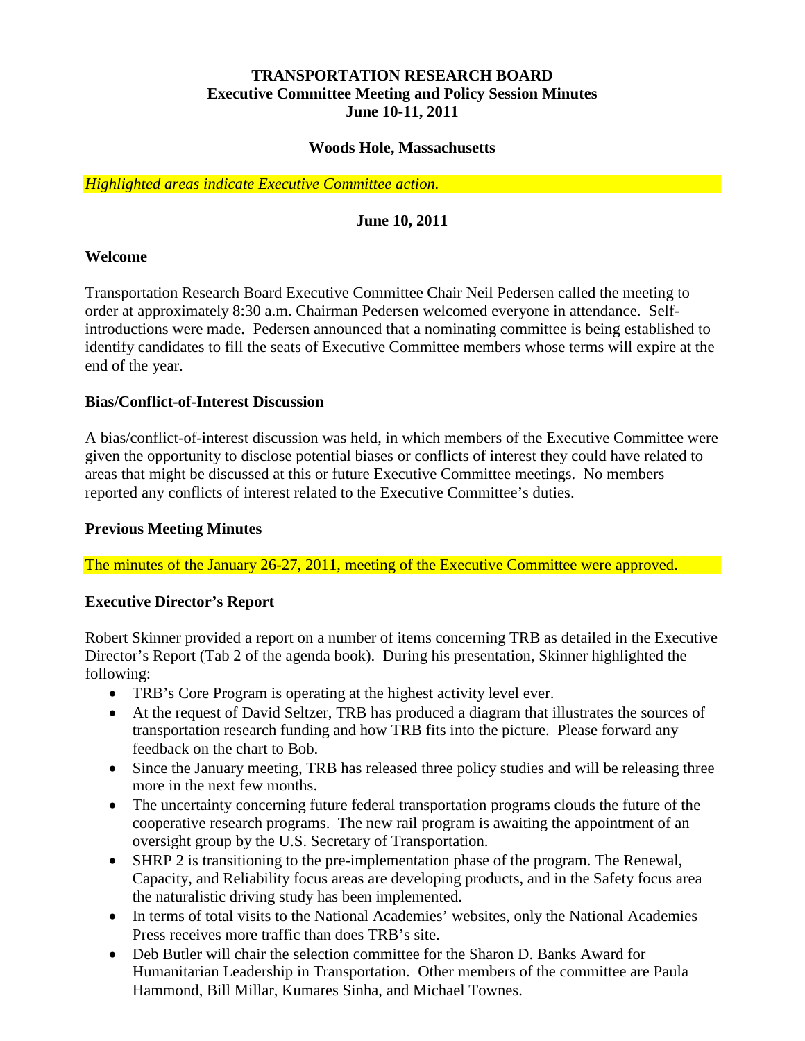**TRANSPORTATION RESEARCH BOARD**
**Executive Committee Meeting and Policy Session Minutes**
**June 10-11, 2011**

**Woods Hole, Massachusetts**

*Highlighted areas indicate Executive Committee action.*

**June 10, 2011**

### Welcome

Transportation Research Board Executive Committee Chair Neil Pedersen called the meeting to order at approximately 8:30 a.m. Chairman Pedersen welcomed everyone in attendance. Self-introductions were made. Pedersen announced that a nominating committee is being established to identify candidates to fill the seats of Executive Committee members whose terms will expire at the end of the year.

### Bias/Conflict-of-Interest Discussion

A bias/conflict-of-interest discussion was held, in which members of the Executive Committee were given the opportunity to disclose potential biases or conflicts of interest they could have related to areas that might be discussed at this or future Executive Committee meetings. No members reported any conflicts of interest related to the Executive Committee's duties.

### Previous Meeting Minutes

The minutes of the January 26-27, 2011, meeting of the Executive Committee were approved.

### Executive Director's Report

Robert Skinner provided a report on a number of items concerning TRB as detailed in the Executive Director's Report (Tab 2 of the agenda book). During his presentation, Skinner highlighted the following:

- TRB's Core Program is operating at the highest activity level ever.
- At the request of David Seltzer, TRB has produced a diagram that illustrates the sources of transportation research funding and how TRB fits into the picture. Please forward any feedback on the chart to Bob.
- Since the January meeting, TRB has released three policy studies and will be releasing three more in the next few months.
- The uncertainty concerning future federal transportation programs clouds the future of the cooperative research programs. The new rail program is awaiting the appointment of an oversight group by the U.S. Secretary of Transportation.
- SHRP 2 is transitioning to the pre-implementation phase of the program. The Renewal, Capacity, and Reliability focus areas are developing products, and in the Safety focus area the naturalistic driving study has been implemented.
- In terms of total visits to the National Academies' websites, only the National Academies Press receives more traffic than does TRB's site.
- Deb Butler will chair the selection committee for the Sharon D. Banks Award for Humanitarian Leadership in Transportation. Other members of the committee are Paula Hammond, Bill Millar, Kumares Sinha, and Michael Townes.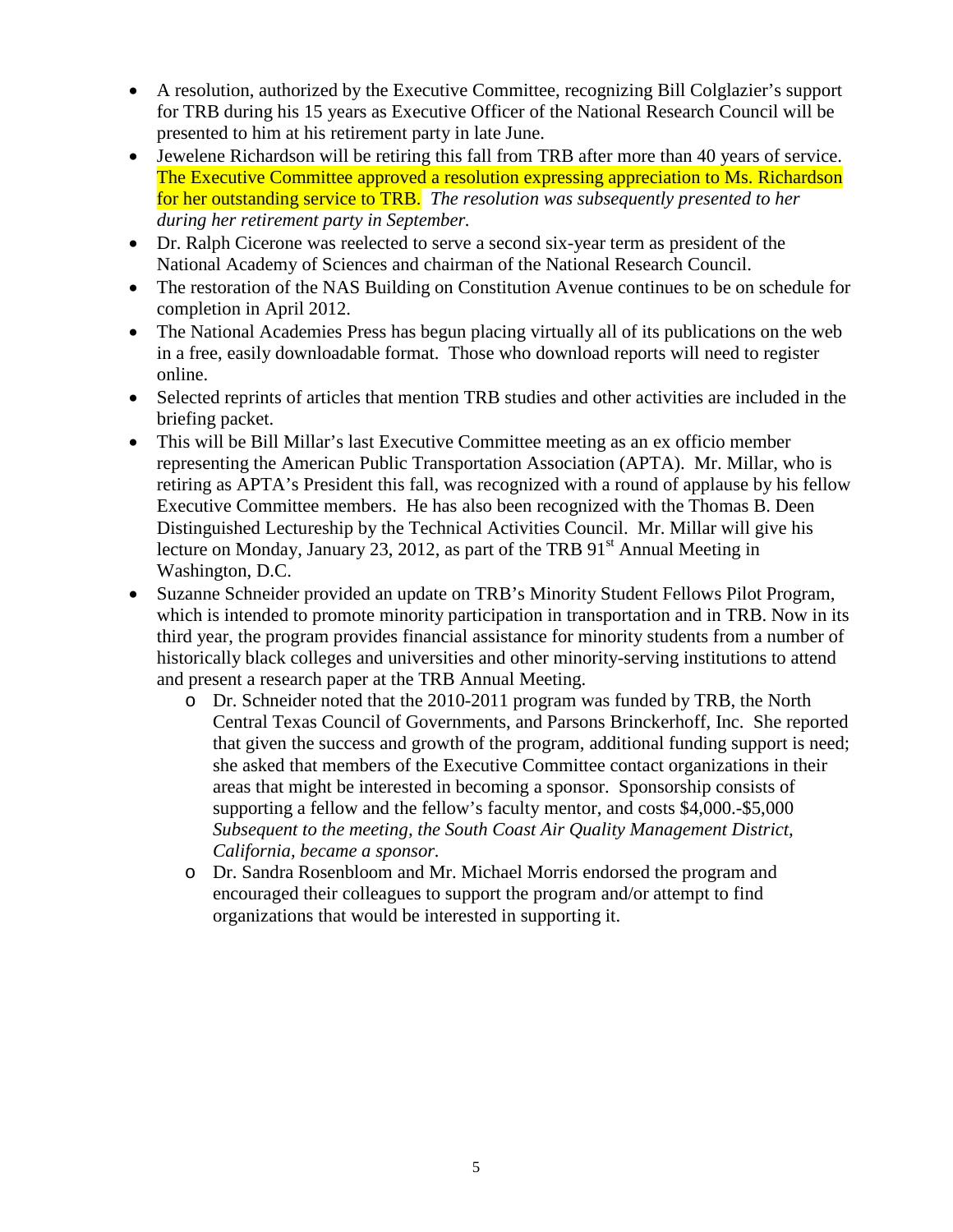- A resolution, authorized by the Executive Committee, recognizing Bill Colglazier's support for TRB during his 15 years as Executive Officer of the National Research Council will be presented to him at his retirement party in late June.
- Jewelene Richardson will be retiring this fall from TRB after more than 40 years of service. The Executive Committee approved a resolution expressing appreciation to Ms. Richardson for her outstanding service to TRB. *The resolution was subsequently presented to her during her retirement party in September.*
- Dr. Ralph Cicerone was reelected to serve a second six-year term as president of the National Academy of Sciences and chairman of the National Research Council.
- The restoration of the NAS Building on Constitution Avenue continues to be on schedule for completion in April 2012.
- The National Academies Press has begun placing virtually all of its publications on the web in a free, easily downloadable format. Those who download reports will need to register online.
- Selected reprints of articles that mention TRB studies and other activities are included in the briefing packet.
- This will be Bill Millar's last Executive Committee meeting as an ex officio member representing the American Public Transportation Association (APTA). Mr. Millar, who is retiring as APTA's President this fall, was recognized with a round of applause by his fellow Executive Committee members. He has also been recognized with the Thomas B. Deen Distinguished Lectureship by the Technical Activities Council. Mr. Millar will give his lecture on Monday, January 23, 2012, as part of the TRB 91st Annual Meeting in Washington, D.C.
- Suzanne Schneider provided an update on TRB's Minority Student Fellows Pilot Program, which is intended to promote minority participation in transportation and in TRB. Now in its third year, the program provides financial assistance for minority students from a number of historically black colleges and universities and other minority-serving institutions to attend and present a research paper at the TRB Annual Meeting.
  - Dr. Schneider noted that the 2010-2011 program was funded by TRB, the North Central Texas Council of Governments, and Parsons Brinckerhoff, Inc. She reported that given the success and growth of the program, additional funding support is need; she asked that members of the Executive Committee contact organizations in their areas that might be interested in becoming a sponsor. Sponsorship consists of supporting a fellow and the fellow's faculty mentor, and costs $4,000.-$5,000 *Subsequent to the meeting, the South Coast Air Quality Management District, California, became a sponsor.*
  - Dr. Sandra Rosenbloom and Mr. Michael Morris endorsed the program and encouraged their colleagues to support the program and/or attempt to find organizations that would be interested in supporting it.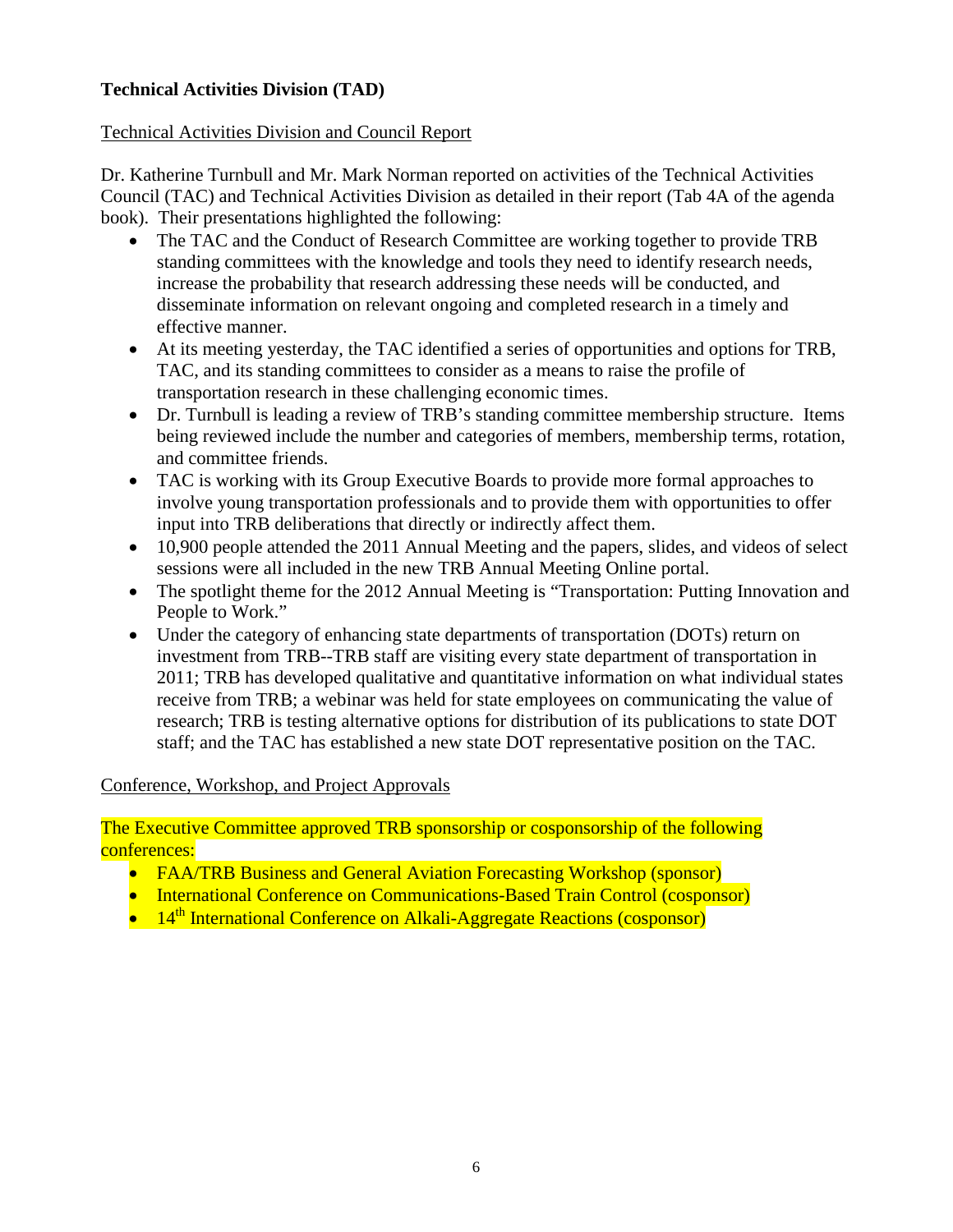**Technical Activities Division (TAD)**

Technical Activities Division and Council Report

Dr. Katherine Turnbull and Mr. Mark Norman reported on activities of the Technical Activities Council (TAC) and Technical Activities Division as detailed in their report (Tab 4A of the agenda book). Their presentations highlighted the following:

- The TAC and the Conduct of Research Committee are working together to provide TRB standing committees with the knowledge and tools they need to identify research needs, increase the probability that research addressing these needs will be conducted, and disseminate information on relevant ongoing and completed research in a timely and effective manner.
- At its meeting yesterday, the TAC identified a series of opportunities and options for TRB, TAC, and its standing committees to consider as a means to raise the profile of transportation research in these challenging economic times.
- Dr. Turnbull is leading a review of TRB's standing committee membership structure. Items being reviewed include the number and categories of members, membership terms, rotation, and committee friends.
- TAC is working with its Group Executive Boards to provide more formal approaches to involve young transportation professionals and to provide them with opportunities to offer input into TRB deliberations that directly or indirectly affect them.
- 10,900 people attended the 2011 Annual Meeting and the papers, slides, and videos of select sessions were all included in the new TRB Annual Meeting Online portal.
- The spotlight theme for the 2012 Annual Meeting is "Transportation: Putting Innovation and People to Work."
- Under the category of enhancing state departments of transportation (DOTs) return on investment from TRB--TRB staff are visiting every state department of transportation in 2011; TRB has developed qualitative and quantitative information on what individual states receive from TRB; a webinar was held for state employees on communicating the value of research; TRB is testing alternative options for distribution of its publications to state DOT staff; and the TAC has established a new state DOT representative position on the TAC.

Conference, Workshop, and Project Approvals

The Executive Committee approved TRB sponsorship or cosponsorship of the following conferences:

- FAA/TRB Business and General Aviation Forecasting Workshop (sponsor)
- International Conference on Communications-Based Train Control (cosponsor)
- 14th International Conference on Alkali-Aggregate Reactions (cosponsor)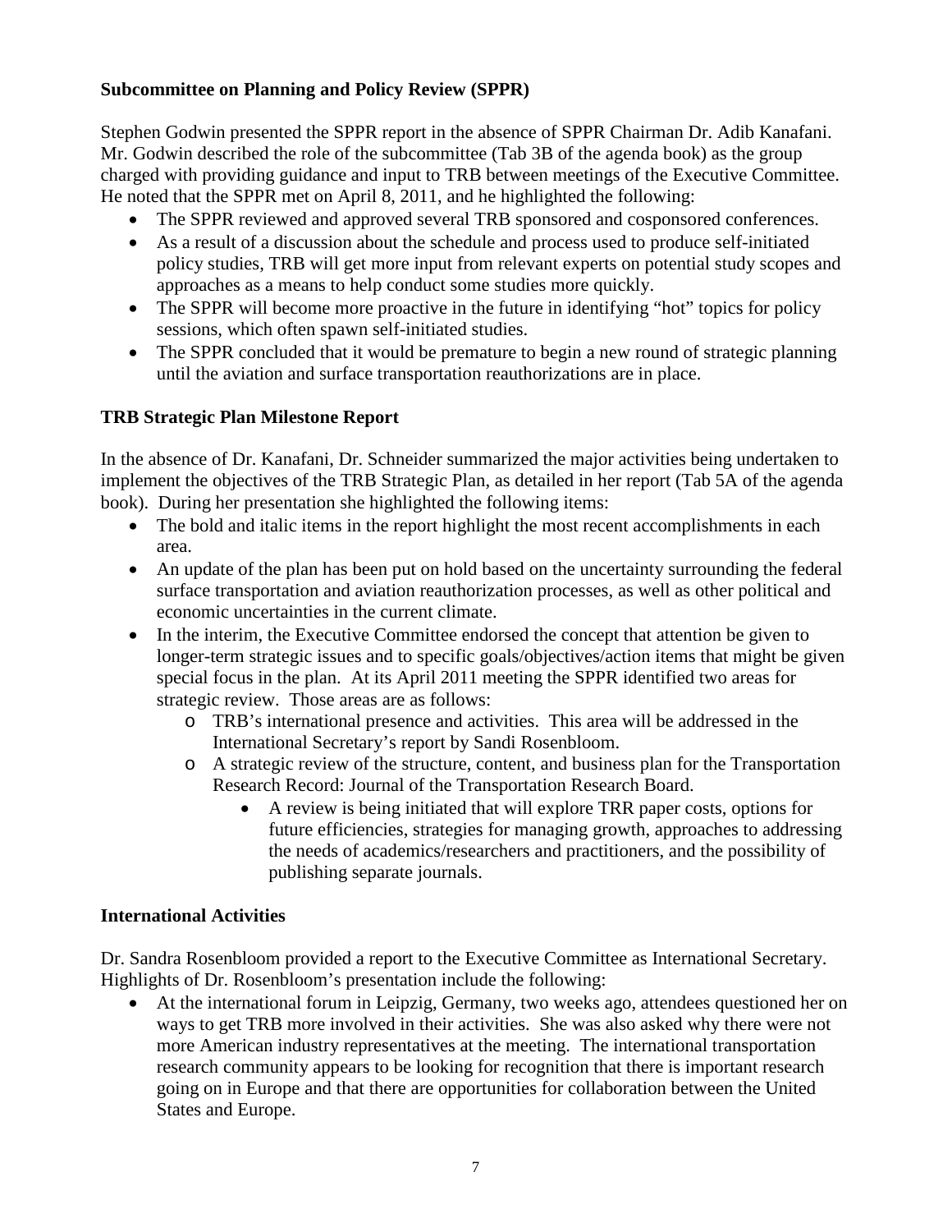**Subcommittee on Planning and Policy Review (SPPR)**

Stephen Godwin presented the SPPR report in the absence of SPPR Chairman Dr. Adib Kanafani. Mr. Godwin described the role of the subcommittee (Tab 3B of the agenda book) as the group charged with providing guidance and input to TRB between meetings of the Executive Committee. He noted that the SPPR met on April 8, 2011, and he highlighted the following:

- The SPPR reviewed and approved several TRB sponsored and cosponsored conferences.
- As a result of a discussion about the schedule and process used to produce self-initiated policy studies, TRB will get more input from relevant experts on potential study scopes and approaches as a means to help conduct some studies more quickly.
- The SPPR will become more proactive in the future in identifying "hot" topics for policy sessions, which often spawn self-initiated studies.
- The SPPR concluded that it would be premature to begin a new round of strategic planning until the aviation and surface transportation reauthorizations are in place.

**TRB Strategic Plan Milestone Report**

In the absence of Dr. Kanafani, Dr. Schneider summarized the major activities being undertaken to implement the objectives of the TRB Strategic Plan, as detailed in her report (Tab 5A of the agenda book). During her presentation she highlighted the following items:

- The bold and italic items in the report highlight the most recent accomplishments in each area.
- An update of the plan has been put on hold based on the uncertainty surrounding the federal surface transportation and aviation reauthorization processes, as well as other political and economic uncertainties in the current climate.
- In the interim, the Executive Committee endorsed the concept that attention be given to longer-term strategic issues and to specific goals/objectives/action items that might be given special focus in the plan. At its April 2011 meeting the SPPR identified two areas for strategic review. Those areas are as follows:
  - TRB's international presence and activities. This area will be addressed in the International Secretary's report by Sandi Rosenbloom.
  - A strategic review of the structure, content, and business plan for the Transportation Research Record: Journal of the Transportation Research Board.
    - A review is being initiated that will explore TRR paper costs, options for future efficiencies, strategies for managing growth, approaches to addressing the needs of academics/researchers and practitioners, and the possibility of publishing separate journals.

**International Activities**

Dr. Sandra Rosenbloom provided a report to the Executive Committee as International Secretary. Highlights of Dr. Rosenbloom's presentation include the following:

- At the international forum in Leipzig, Germany, two weeks ago, attendees questioned her on ways to get TRB more involved in their activities. She was also asked why there were not more American industry representatives at the meeting. The international transportation research community appears to be looking for recognition that there is important research going on in Europe and that there are opportunities for collaboration between the United States and Europe.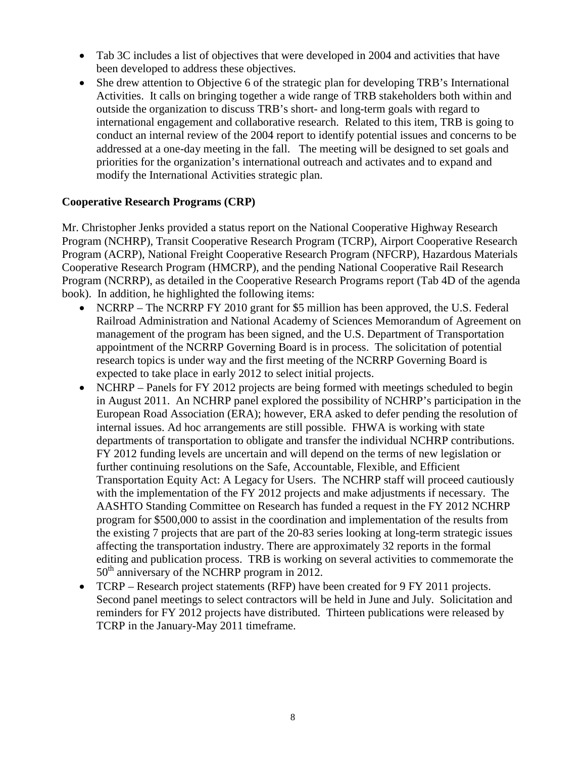- Tab 3C includes a list of objectives that were developed in 2004 and activities that have been developed to address these objectives.
- She drew attention to Objective 6 of the strategic plan for developing TRB's International Activities. It calls on bringing together a wide range of TRB stakeholders both within and outside the organization to discuss TRB's short- and long-term goals with regard to international engagement and collaborative research. Related to this item, TRB is going to conduct an internal review of the 2004 report to identify potential issues and concerns to be addressed at a one-day meeting in the fall. The meeting will be designed to set goals and priorities for the organization's international outreach and activates and to expand and modify the International Activities strategic plan.

**Cooperative Research Programs (CRP)**

Mr. Christopher Jenks provided a status report on the National Cooperative Highway Research Program (NCHRP), Transit Cooperative Research Program (TCRP), Airport Cooperative Research Program (ACRP), National Freight Cooperative Research Program (NFCRP), Hazardous Materials Cooperative Research Program (HMCRP), and the pending National Cooperative Rail Research Program (NCRRP), as detailed in the Cooperative Research Programs report (Tab 4D of the agenda book). In addition, he highlighted the following items:

- NCRRP – The NCRRP FY 2010 grant for $5 million has been approved, the U.S. Federal Railroad Administration and National Academy of Sciences Memorandum of Agreement on management of the program has been signed, and the U.S. Department of Transportation appointment of the NCRRP Governing Board is in process. The solicitation of potential research topics is under way and the first meeting of the NCRRP Governing Board is expected to take place in early 2012 to select initial projects.
- NCHRP – Panels for FY 2012 projects are being formed with meetings scheduled to begin in August 2011. An NCHRP panel explored the possibility of NCHRP's participation in the European Road Association (ERA); however, ERA asked to defer pending the resolution of internal issues. Ad hoc arrangements are still possible. FHWA is working with state departments of transportation to obligate and transfer the individual NCHRP contributions. FY 2012 funding levels are uncertain and will depend on the terms of new legislation or further continuing resolutions on the Safe, Accountable, Flexible, and Efficient Transportation Equity Act: A Legacy for Users. The NCHRP staff will proceed cautiously with the implementation of the FY 2012 projects and make adjustments if necessary. The AASHTO Standing Committee on Research has funded a request in the FY 2012 NCHRP program for $500,000 to assist in the coordination and implementation of the results from the existing 7 projects that are part of the 20-83 series looking at long-term strategic issues affecting the transportation industry. There are approximately 32 reports in the formal editing and publication process. TRB is working on several activities to commemorate the 50th anniversary of the NCHRP program in 2012.
- TCRP – Research project statements (RFP) have been created for 9 FY 2011 projects. Second panel meetings to select contractors will be held in June and July. Solicitation and reminders for FY 2012 projects have distributed. Thirteen publications were released by TCRP in the January-May 2011 timeframe.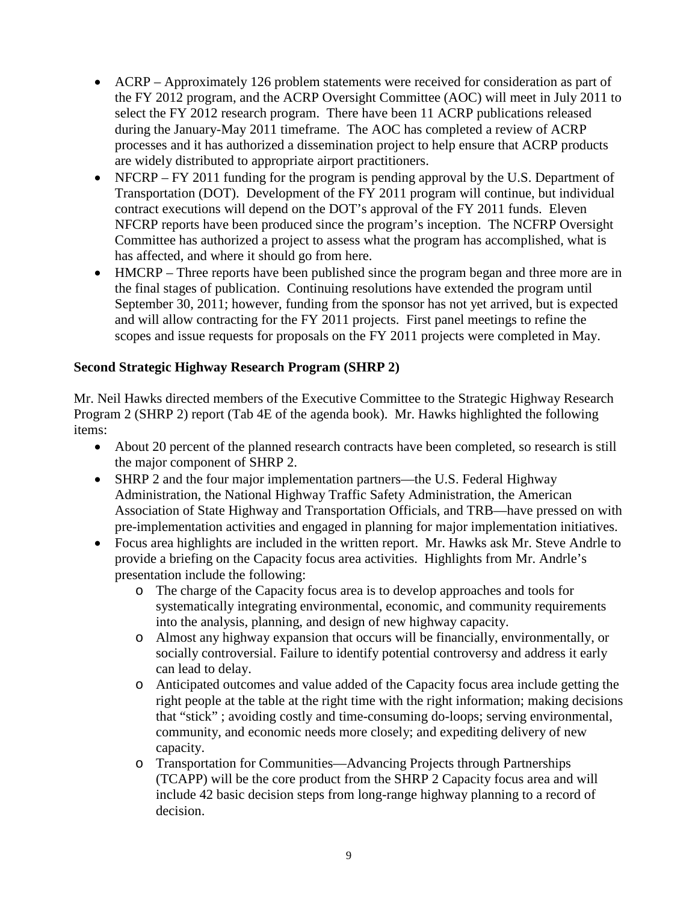- ACRP – Approximately 126 problem statements were received for consideration as part of the FY 2012 program, and the ACRP Oversight Committee (AOC) will meet in July 2011 to select the FY 2012 research program. There have been 11 ACRP publications released during the January-May 2011 timeframe. The AOC has completed a review of ACRP processes and it has authorized a dissemination project to help ensure that ACRP products are widely distributed to appropriate airport practitioners.
- NFCRP – FY 2011 funding for the program is pending approval by the U.S. Department of Transportation (DOT). Development of the FY 2011 program will continue, but individual contract executions will depend on the DOT's approval of the FY 2011 funds. Eleven NFCRP reports have been produced since the program's inception. The NCFRP Oversight Committee has authorized a project to assess what the program has accomplished, what is has affected, and where it should go from here.
- HMCRP – Three reports have been published since the program began and three more are in the final stages of publication. Continuing resolutions have extended the program until September 30, 2011; however, funding from the sponsor has not yet arrived, but is expected and will allow contracting for the FY 2011 projects. First panel meetings to refine the scopes and issue requests for proposals on the FY 2011 projects were completed in May.

**Second Strategic Highway Research Program (SHRP 2)**

Mr. Neil Hawks directed members of the Executive Committee to the Strategic Highway Research Program 2 (SHRP 2) report (Tab 4E of the agenda book). Mr. Hawks highlighted the following items:

- About 20 percent of the planned research contracts have been completed, so research is still the major component of SHRP 2.
- SHRP 2 and the four major implementation partners—the U.S. Federal Highway Administration, the National Highway Traffic Safety Administration, the American Association of State Highway and Transportation Officials, and TRB—have pressed on with pre-implementation activities and engaged in planning for major implementation initiatives.
- Focus area highlights are included in the written report. Mr. Hawks ask Mr. Steve Andrle to provide a briefing on the Capacity focus area activities. Highlights from Mr. Andrle's presentation include the following:
  - The charge of the Capacity focus area is to develop approaches and tools for systematically integrating environmental, economic, and community requirements into the analysis, planning, and design of new highway capacity.
  - Almost any highway expansion that occurs will be financially, environmentally, or socially controversial. Failure to identify potential controversy and address it early can lead to delay.
  - Anticipated outcomes and value added of the Capacity focus area include getting the right people at the table at the right time with the right information; making decisions that "stick" ; avoiding costly and time-consuming do-loops; serving environmental, community, and economic needs more closely; and expediting delivery of new capacity.
  - Transportation for Communities—Advancing Projects through Partnerships (TCAPP) will be the core product from the SHRP 2 Capacity focus area and will include 42 basic decision steps from long-range highway planning to a record of decision.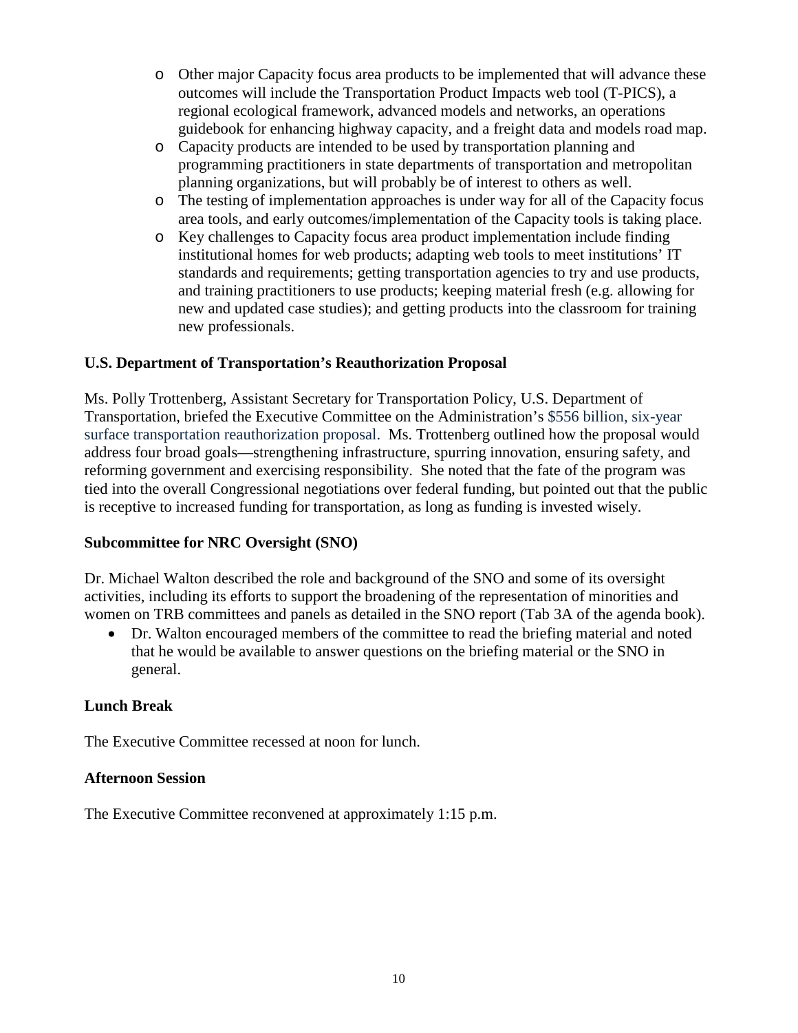- Other major Capacity focus area products to be implemented that will advance these outcomes will include the Transportation Product Impacts web tool (T-PICS), a regional ecological framework, advanced models and networks, an operations guidebook for enhancing highway capacity, and a freight data and models road map.
- Capacity products are intended to be used by transportation planning and programming practitioners in state departments of transportation and metropolitan planning organizations, but will probably be of interest to others as well.
- The testing of implementation approaches is under way for all of the Capacity focus area tools, and early outcomes/implementation of the Capacity tools is taking place.
- Key challenges to Capacity focus area product implementation include finding institutional homes for web products; adapting web tools to meet institutions' IT standards and requirements; getting transportation agencies to try and use products, and training practitioners to use products; keeping material fresh (e.g. allowing for new and updated case studies); and getting products into the classroom for training new professionals.

**U.S. Department of Transportation's Reauthorization Proposal**

Ms. Polly Trottenberg, Assistant Secretary for Transportation Policy, U.S. Department of Transportation, briefed the Executive Committee on the Administration's $556 billion, six-year surface transportation reauthorization proposal. Ms. Trottenberg outlined how the proposal would address four broad goals—strengthening infrastructure, spurring innovation, ensuring safety, and reforming government and exercising responsibility. She noted that the fate of the program was tied into the overall Congressional negotiations over federal funding, but pointed out that the public is receptive to increased funding for transportation, as long as funding is invested wisely.

**Subcommittee for NRC Oversight (SNO)**

Dr. Michael Walton described the role and background of the SNO and some of its oversight activities, including its efforts to support the broadening of the representation of minorities and women on TRB committees and panels as detailed in the SNO report (Tab 3A of the agenda book).

- Dr. Walton encouraged members of the committee to read the briefing material and noted that he would be available to answer questions on the briefing material or the SNO in general.

**Lunch Break**

The Executive Committee recessed at noon for lunch.

**Afternoon Session**

The Executive Committee reconvened at approximately 1:15 p.m.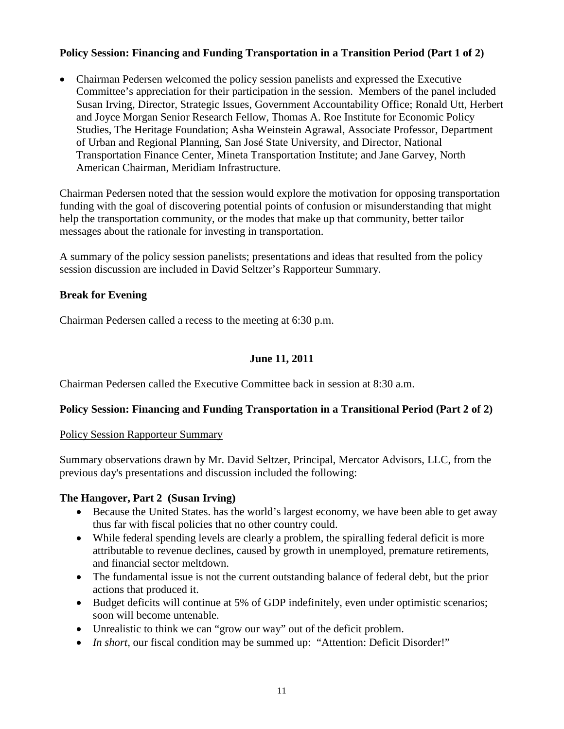**Policy Session: Financing and Funding Transportation in a Transition Period (Part 1 of 2)**

- Chairman Pedersen welcomed the policy session panelists and expressed the Executive Committee's appreciation for their participation in the session. Members of the panel included Susan Irving, Director, Strategic Issues, Government Accountability Office; Ronald Utt, Herbert and Joyce Morgan Senior Research Fellow, Thomas A. Roe Institute for Economic Policy Studies, The Heritage Foundation; Asha Weinstein Agrawal, Associate Professor, Department of Urban and Regional Planning, San José State University, and Director, National Transportation Finance Center, Mineta Transportation Institute; and Jane Garvey, North American Chairman, Meridiam Infrastructure.

Chairman Pedersen noted that the session would explore the motivation for opposing transportation funding with the goal of discovering potential points of confusion or misunderstanding that might help the transportation community, or the modes that make up that community, better tailor messages about the rationale for investing in transportation.

A summary of the policy session panelists; presentations and ideas that resulted from the policy session discussion are included in David Seltzer's Rapporteur Summary.

**Break for Evening**

Chairman Pedersen called a recess to the meeting at 6:30 p.m.

**June 11, 2011**

Chairman Pedersen called the Executive Committee back in session at 8:30 a.m.

**Policy Session: Financing and Funding Transportation in a Transitional Period (Part 2 of 2)**

Policy Session Rapporteur Summary

Summary observations drawn by Mr. David Seltzer, Principal, Mercator Advisors, LLC, from the previous day's presentations and discussion included the following:

**The Hangover, Part 2 (Susan Irving)**

- Because the United States. has the world's largest economy, we have been able to get away thus far with fiscal policies that no other country could.
- While federal spending levels are clearly a problem, the spiralling federal deficit is more attributable to revenue declines, caused by growth in unemployed, premature retirements, and financial sector meltdown.
- The fundamental issue is not the current outstanding balance of federal debt, but the prior actions that produced it.
- Budget deficits will continue at 5% of GDP indefinitely, even under optimistic scenarios; soon will become untenable.
- Unrealistic to think we can "grow our way" out of the deficit problem.
- *In short,* our fiscal condition may be summed up: "Attention: Deficit Disorder!"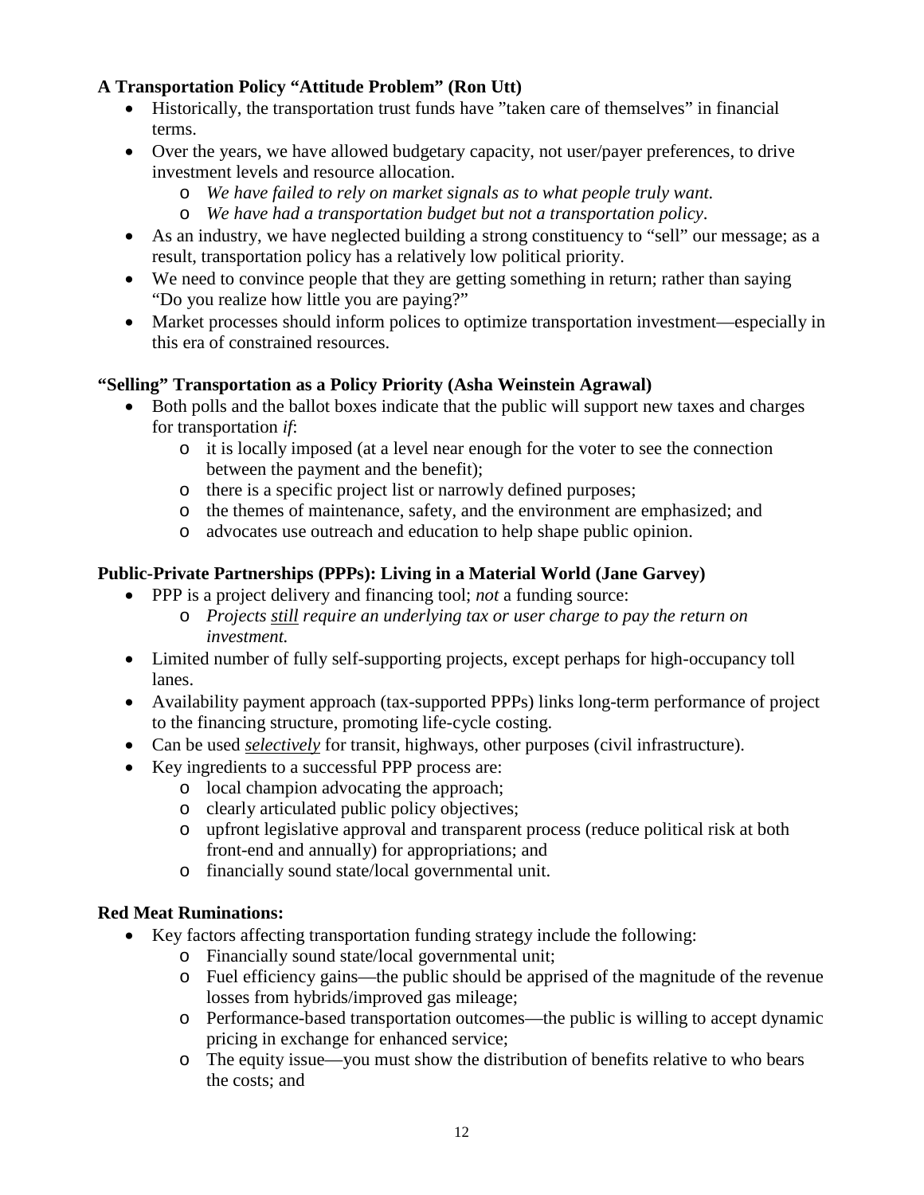**A Transportation Policy "Attitude Problem" (Ron Utt)**

- Historically, the transportation trust funds have "taken care of themselves" in financial terms.
- Over the years, we have allowed budgetary capacity, not user/payer preferences, to drive investment levels and resource allocation.
  - *We have failed to rely on market signals as to what people truly want.*
  - *We have had a transportation budget but not a transportation policy*.
- As an industry, we have neglected building a strong constituency to "sell" our message; as a result, transportation policy has a relatively low political priority.
- We need to convince people that they are getting something in return; rather than saying "Do you realize how little you are paying?"
- Market processes should inform polices to optimize transportation investment—especially in this era of constrained resources.

**"Selling" Transportation as a Policy Priority (Asha Weinstein Agrawal)**

- Both polls and the ballot boxes indicate that the public will support new taxes and charges for transportation *if*:
  - it is locally imposed (at a level near enough for the voter to see the connection between the payment and the benefit);
  - there is a specific project list or narrowly defined purposes;
  - the themes of maintenance, safety, and the environment are emphasized; and
  - advocates use outreach and education to help shape public opinion.

**Public-Private Partnerships (PPPs): Living in a Material World (Jane Garvey)**

- PPP is a project delivery and financing tool; *not* a funding source:
  - *Projects <u>still</u> require an underlying tax or user charge to pay the return on investment.*
- Limited number of fully self-supporting projects, except perhaps for high-occupancy toll lanes.
- Availability payment approach (tax-supported PPPs) links long-term performance of project to the financing structure, promoting life-cycle costing.
- Can be used ***<u>selectively</u>*** for transit, highways, other purposes (civil infrastructure).
- Key ingredients to a successful PPP process are:
  - local champion advocating the approach;
  - clearly articulated public policy objectives;
  - upfront legislative approval and transparent process (reduce political risk at both front-end and annually) for appropriations; and
  - financially sound state/local governmental unit.

**Red Meat Ruminations:**

- Key factors affecting transportation funding strategy include the following:
  - Financially sound state/local governmental unit;
  - Fuel efficiency gains—the public should be apprised of the magnitude of the revenue losses from hybrids/improved gas mileage;
  - Performance-based transportation outcomes—the public is willing to accept dynamic pricing in exchange for enhanced service;
  - The equity issue—you must show the distribution of benefits relative to who bears the costs; and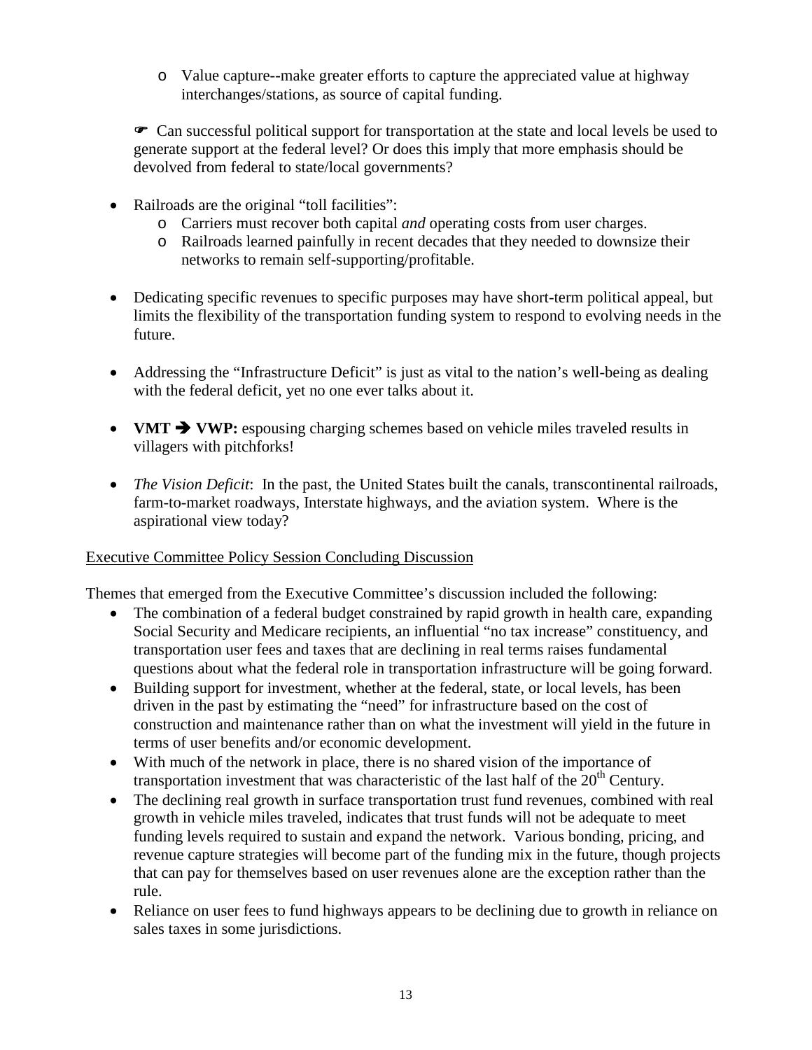- Value capture--make greater efforts to capture the appreciated value at highway interchanges/stations, as source of capital funding.

☛ Can successful political support for transportation at the state and local levels be used to generate support at the federal level? Or does this imply that more emphasis should be devolved from federal to state/local governments?

- Railroads are the original "toll facilities":
  - Carriers must recover both capital *and* operating costs from user charges.
  - Railroads learned painfully in recent decades that they needed to downsize their networks to remain self-supporting/profitable.

- Dedicating specific revenues to specific purposes may have short-term political appeal, but limits the flexibility of the transportation funding system to respond to evolving needs in the future.

- Addressing the "Infrastructure Deficit" is just as vital to the nation's well-being as dealing with the federal deficit, yet no one ever talks about it.

- **VMT ➔ VWP:** espousing charging schemes based on vehicle miles traveled results in villagers with pitchforks!

- *The Vision Deficit*: In the past, the United States built the canals, transcontinental railroads, farm-to-market roadways, Interstate highways, and the aviation system. Where is the aspirational view today?

<u>Executive Committee Policy Session Concluding Discussion</u>

Themes that emerged from the Executive Committee's discussion included the following:

- The combination of a federal budget constrained by rapid growth in health care, expanding Social Security and Medicare recipients, an influential "no tax increase" constituency, and transportation user fees and taxes that are declining in real terms raises fundamental questions about what the federal role in transportation infrastructure will be going forward.
- Building support for investment, whether at the federal, state, or local levels, has been driven in the past by estimating the "need" for infrastructure based on the cost of construction and maintenance rather than on what the investment will yield in the future in terms of user benefits and/or economic development.
- With much of the network in place, there is no shared vision of the importance of transportation investment that was characteristic of the last half of the 20th Century.
- The declining real growth in surface transportation trust fund revenues, combined with real growth in vehicle miles traveled, indicates that trust funds will not be adequate to meet funding levels required to sustain and expand the network. Various bonding, pricing, and revenue capture strategies will become part of the funding mix in the future, though projects that can pay for themselves based on user revenues alone are the exception rather than the rule.
- Reliance on user fees to fund highways appears to be declining due to growth in reliance on sales taxes in some jurisdictions.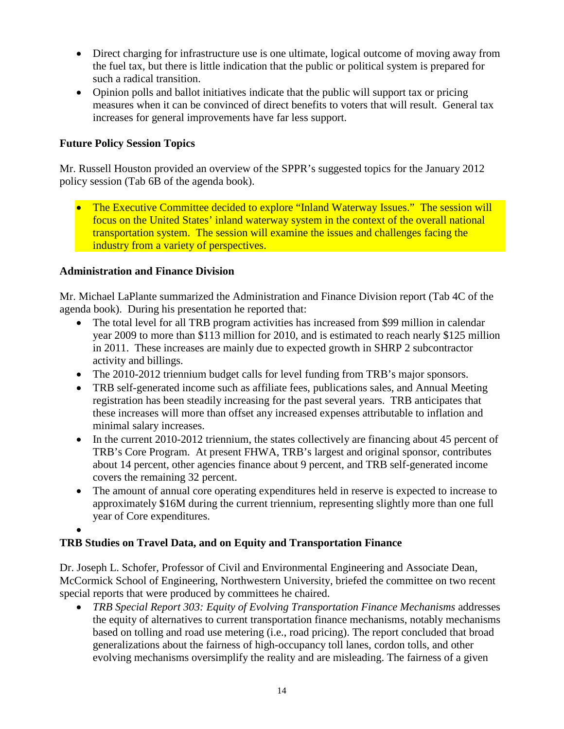- Direct charging for infrastructure use is one ultimate, logical outcome of moving away from the fuel tax, but there is little indication that the public or political system is prepared for such a radical transition.
- Opinion polls and ballot initiatives indicate that the public will support tax or pricing measures when it can be convinced of direct benefits to voters that will result. General tax increases for general improvements have far less support.

**Future Policy Session Topics**

Mr. Russell Houston provided an overview of the SPPR's suggested topics for the January 2012 policy session (Tab 6B of the agenda book).

- The Executive Committee decided to explore "Inland Waterway Issues." The session will focus on the United States' inland waterway system in the context of the overall national transportation system. The session will examine the issues and challenges facing the industry from a variety of perspectives.

**Administration and Finance Division**

Mr. Michael LaPlante summarized the Administration and Finance Division report (Tab 4C of the agenda book). During his presentation he reported that:

- The total level for all TRB program activities has increased from $99 million in calendar year 2009 to more than $113 million for 2010, and is estimated to reach nearly $125 million in 2011. These increases are mainly due to expected growth in SHRP 2 subcontractor activity and billings.
- The 2010-2012 triennium budget calls for level funding from TRB's major sponsors.
- TRB self-generated income such as affiliate fees, publications sales, and Annual Meeting registration has been steadily increasing for the past several years. TRB anticipates that these increases will more than offset any increased expenses attributable to inflation and minimal salary increases.
- In the current 2010-2012 triennium, the states collectively are financing about 45 percent of TRB's Core Program. At present FHWA, TRB's largest and original sponsor, contributes about 14 percent, other agencies finance about 9 percent, and TRB self-generated income covers the remaining 32 percent.
- The amount of annual core operating expenditures held in reserve is expected to increase to approximately $16M during the current triennium, representing slightly more than one full year of Core expenditures.

**TRB Studies on Travel Data, and on Equity and Transportation Finance**

Dr. Joseph L. Schofer, Professor of Civil and Environmental Engineering and Associate Dean, McCormick School of Engineering, Northwestern University, briefed the committee on two recent special reports that were produced by committees he chaired.

- *TRB Special Report 303: Equity of Evolving Transportation Finance Mechanisms* addresses the equity of alternatives to current transportation finance mechanisms, notably mechanisms based on tolling and road use metering (i.e., road pricing). The report concluded that broad generalizations about the fairness of high-occupancy toll lanes, cordon tolls, and other evolving mechanisms oversimplify the reality and are misleading. The fairness of a given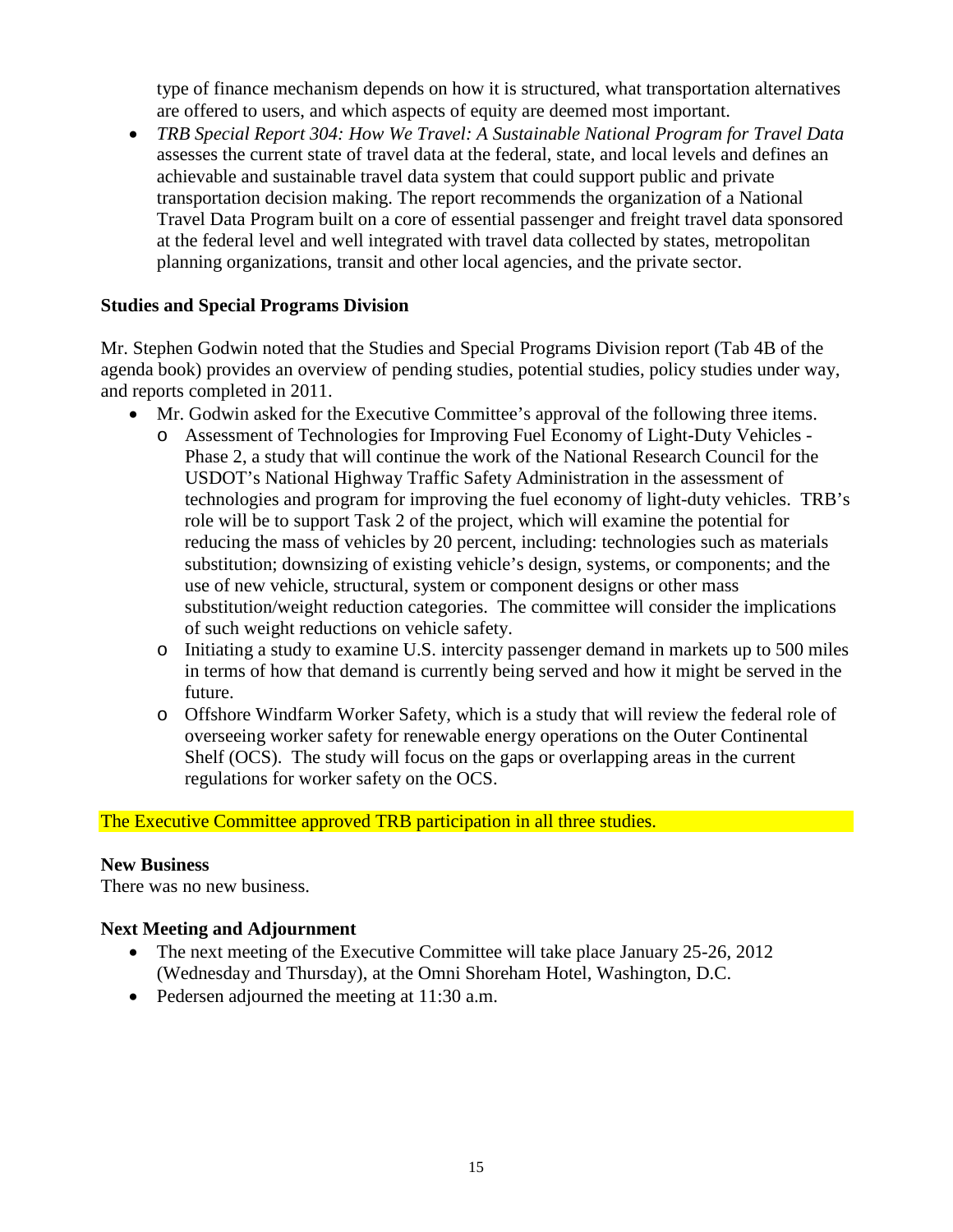type of finance mechanism depends on how it is structured, what transportation alternatives are offered to users, and which aspects of equity are deemed most important.

- *TRB Special Report 304: How We Travel: A Sustainable National Program for Travel Data* assesses the current state of travel data at the federal, state, and local levels and defines an achievable and sustainable travel data system that could support public and private transportation decision making. The report recommends the organization of a National Travel Data Program built on a core of essential passenger and freight travel data sponsored at the federal level and well integrated with travel data collected by states, metropolitan planning organizations, transit and other local agencies, and the private sector.

**Studies and Special Programs Division**

Mr. Stephen Godwin noted that the Studies and Special Programs Division report (Tab 4B of the agenda book) provides an overview of pending studies, potential studies, policy studies under way, and reports completed in 2011.

- Mr. Godwin asked for the Executive Committee's approval of the following three items.
  - Assessment of Technologies for Improving Fuel Economy of Light-Duty Vehicles - Phase 2, a study that will continue the work of the National Research Council for the USDOT's National Highway Traffic Safety Administration in the assessment of technologies and program for improving the fuel economy of light-duty vehicles. TRB's role will be to support Task 2 of the project, which will examine the potential for reducing the mass of vehicles by 20 percent, including: technologies such as materials substitution; downsizing of existing vehicle's design, systems, or components; and the use of new vehicle, structural, system or component designs or other mass substitution/weight reduction categories. The committee will consider the implications of such weight reductions on vehicle safety.
  - Initiating a study to examine U.S. intercity passenger demand in markets up to 500 miles in terms of how that demand is currently being served and how it might be served in the future.
  - Offshore Windfarm Worker Safety, which is a study that will review the federal role of overseeing worker safety for renewable energy operations on the Outer Continental Shelf (OCS). The study will focus on the gaps or overlapping areas in the current regulations for worker safety on the OCS.

The Executive Committee approved TRB participation in all three studies.

**New Business**

There was no new business.

**Next Meeting and Adjournment**

- The next meeting of the Executive Committee will take place January 25-26, 2012 (Wednesday and Thursday), at the Omni Shoreham Hotel, Washington, D.C.
- Pedersen adjourned the meeting at 11:30 a.m.